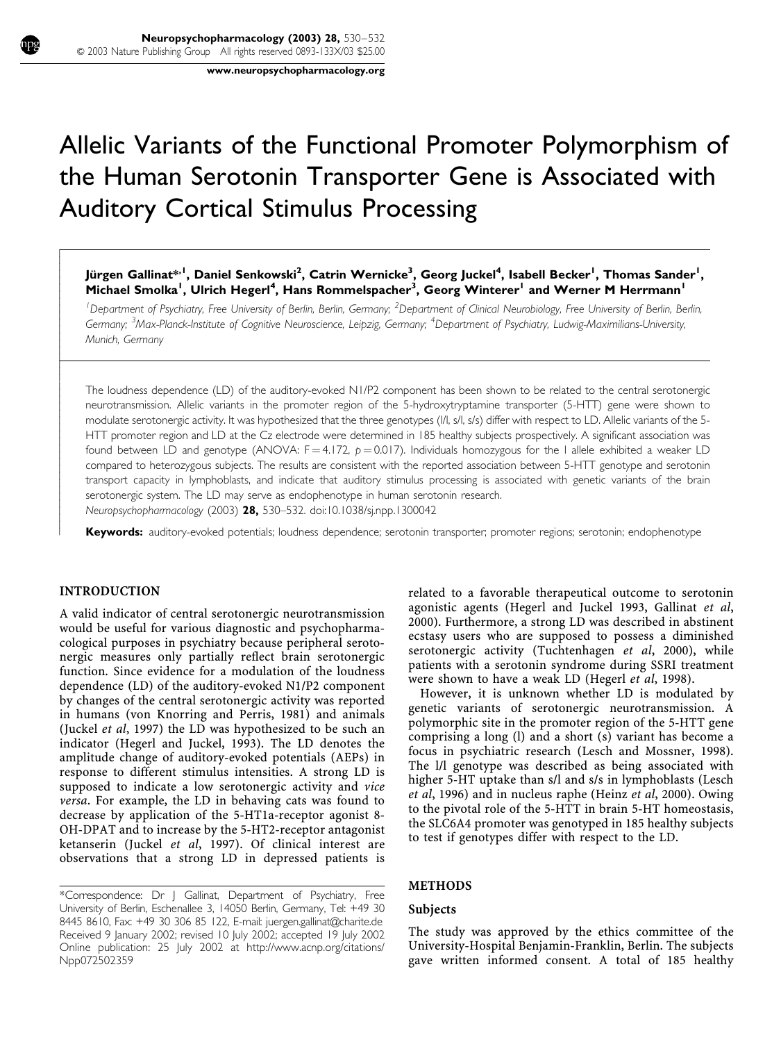# Allelic Variants of the Functional Promoter Polymorphism of the Human Serotonin Transporter Gene is Associated with Auditory Cortical Stimulus Processing

**Jürgen Gallinat\*[,1], Daniel Senkowski[2], Catrin Wernicke[3], Georg Juckel[4], Isabell Becker[1], Thomas Sander[1], Michael Smolka[1], Ulrich Hegerl[4], Hans Rommelspacher[3], Georg Winterer[1] and Werner M Herrmann[1]**

[1]*Department of Psychiatry, Free University of Berlin, Berlin, Germany;* [2]*Department of Clinical Neurobiology, Free University of Berlin, Berlin, Germany;* [3]*Max-Planck-Institute of Cognitive Neuroscience, Leipzig, Germany;* [4]*Department of Psychiatry, Ludwig-Maximilians-University, Munich, Germany*

The loudness dependence (LD) of the auditory-evoked N1/P2 component has been shown to be related to the central serotonergic neurotransmission. Allelic variants in the promoter region of the 5-hydroxytryptamine transporter (5-HTT) gene were shown to modulate serotonergic activity. It was hypothesized that the three genotypes (l/l, s/l, s/s) differ with respect to LD. Allelic variants of the 5-HTT promoter region and LD at the Cz electrode were determined in 185 healthy subjects prospectively. A significant association was found between LD and genotype (ANOVA: $F = 4.172$, $p = 0.017$). Individuals homozygous for the l allele exhibited a weaker LD compared to heterozygous subjects. The results are consistent with the reported association between 5-HTT genotype and serotonin transport capacity in lymphoblasts, and indicate that auditory stimulus processing is associated with genetic variants of the brain serotonergic system. The LD may serve as endophenotype in human serotonin research.

*Neuropsychopharmacology* (2003) **28,** 530–532. doi:10.1038/sj.npp.1300042

**Keywords:** auditory-evoked potentials; loudness dependence; serotonin transporter; promoter regions; serotonin; endophenotype

## INTRODUCTION

A valid indicator of central serotonergic neurotransmission would be useful for various diagnostic and psychopharmacological purposes in psychiatry because peripheral serotonergic measures only partially reflect brain serotonergic function. Since evidence for a modulation of the loudness dependence (LD) of the auditory-evoked N1/P2 component by changes of the central serotonergic activity was reported in humans (von Knorring and Perris, 1981) and animals (Juckel *et al*, 1997) the LD was hypothesized to be such an indicator (Hegerl and Juckel, 1993). The LD denotes the amplitude change of auditory-evoked potentials (AEPs) in response to different stimulus intensities. A strong LD is supposed to indicate a low serotonergic activity and *vice versa*. For example, the LD in behaving cats was found to decrease by application of the 5-HT1a-receptor agonist 8-OH-DPAT and to increase by the 5-HT2-receptor antagonist ketanserin (Juckel *et al*, 1997). Of clinical interest are observations that a strong LD in depressed patients is related to a favorable therapeutical outcome to serotonin agonistic agents (Hegerl and Juckel 1993, Gallinat *et al*, 2000). Furthermore, a strong LD was described in abstinent ecstasy users who are supposed to possess a diminished serotonergic activity (Tuchtenhagen *et al*, 2000), while patients with a serotonin syndrome during SSRI treatment were shown to have a weak LD (Hegerl *et al*, 1998).

However, it is unknown whether LD is modulated by genetic variants of serotonergic neurotransmission. A polymorphic site in the promoter region of the 5-HTT gene comprising a long (l) and a short (s) variant has become a focus in psychiatric research (Lesch and Mossner, 1998). The l/l genotype was described as being associated with higher 5-HT uptake than s/l and s/s in lymphoblasts (Lesch *et al*, 1996) and in nucleus raphe (Heinz *et al*, 2000). Owing to the pivotal role of the 5-HTT in brain 5-HT homeostasis, the SLC6A4 promoter was genotyped in 185 healthy subjects to test if genotypes differ with respect to the LD.

\*Correspondence: Dr J Gallinat, Department of Psychiatry, Free University of Berlin, Eschenallee 3, 14050 Berlin, Germany, Tel: +49 30 8445 8610, Fax: +49 30 306 85 122, E-mail: juergen.gallinat@charite.de
Received 9 January 2002; revised 10 July 2002; accepted 19 July 2002
Online publication: 25 July 2002 at http://www.acnp.org/citations/Npp072502359

## METHODS

### Subjects

The study was approved by the ethics committee of the University-Hospital Benjamin-Franklin, Berlin. The subjects gave written informed consent. A total of 185 healthy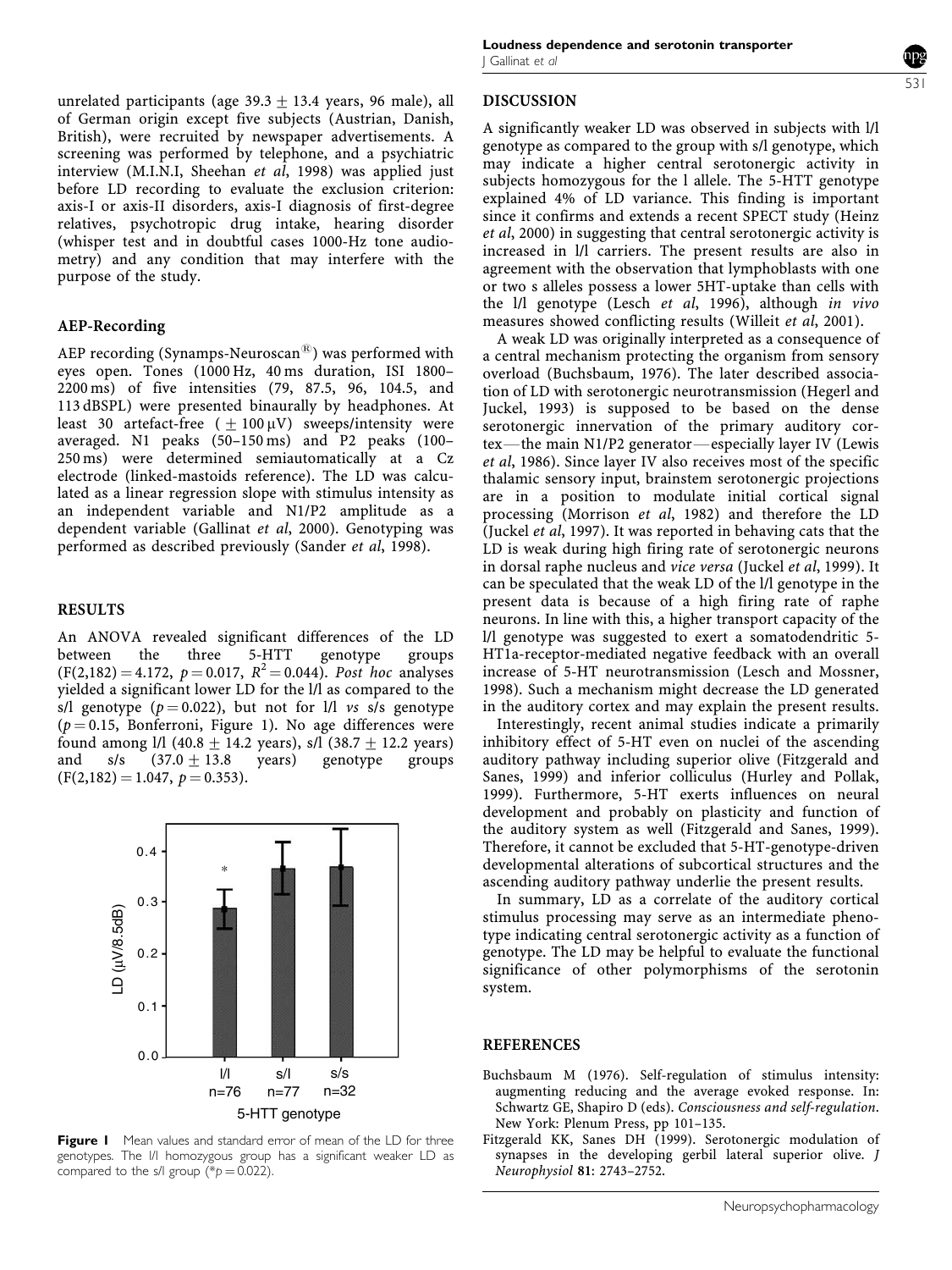unrelated participants (age 39.3 ± 13.4 years, 96 male), all of German origin except five subjects (Austrian, Danish, British), were recruited by newspaper advertisements. A screening was performed by telephone, and a psychiatric interview (M.I.N.I, Sheehan *et al*, 1998) was applied just before LD recording to evaluate the exclusion criterion: axis-I or axis-II disorders, axis-I diagnosis of first-degree relatives, psychotropic drug intake, hearing disorder (whisper test and in doubtful cases 1000-Hz tone audiometry) and any condition that may interfere with the purpose of the study.

## AEP-Recording

AEP recording (Synamps-Neuroscan®) was performed with eyes open. Tones (1000 Hz, 40 ms duration, ISI 1800–2200 ms) of five intensities (79, 87.5, 96, 104.5, and 113 dBSPL) were presented binaurally by headphones. At least 30 artefact-free (±100 μV) sweeps/intensity were averaged. N1 peaks (50–150 ms) and P2 peaks (100–250 ms) were determined semiautomatically at a Cz electrode (linked-mastoids reference). The LD was calculated as a linear regression slope with stimulus intensity as an independent variable and N1/P2 amplitude as a dependent variable (Gallinat *et al*, 2000). Genotyping was performed as described previously (Sander *et al*, 1998).

## RESULTS

An ANOVA revealed significant differences of the LD between the three 5-HTT genotype groups ($F(2,182) = 4.172$, $p = 0.017$, $R^2 = 0.044$). *Post hoc* analyses yielded a significant lower LD for the l/l as compared to the s/l genotype ($p = 0.022$), but not for l/l *vs* s/s genotype ($p = 0.15$, Bonferroni, Figure 1). No age differences were found among l/l (40.8 ± 14.2 years), s/l (38.7 ± 12.2 years) and s/s (37.0 ± 13.8 years) genotype groups ($F(2,182) = 1.047$, $p = 0.353$).

0.4
0.3
0.2
0.1
0.0
LD (μV/8.5dB)
*
l/l n=76
s/l n=77
s/s n=32
5-HTT genotype

**Figure 1** Mean values and standard error of mean of the LD for three genotypes. The l/l homozygous group has a significant weaker LD as compared to the s/l group (*$p = 0.022$).

## DISCUSSION

A significantly weaker LD was observed in subjects with l/l genotype as compared to the group with s/l genotype, which may indicate a higher central serotonergic activity in subjects homozygous for the l allele. The 5-HTT genotype explained 4% of LD variance. This finding is important since it confirms and extends a recent SPECT study (Heinz *et al*, 2000) in suggesting that central serotonergic activity is increased in l/l carriers. The present results are also in agreement with the observation that lymphoblasts with one or two s alleles possess a lower 5HT-uptake than cells with the l/l genotype (Lesch *et al*, 1996), although *in vivo* measures showed conflicting results (Willeit *et al*, 2001).

A weak LD was originally interpreted as a consequence of a central mechanism protecting the organism from sensory overload (Buchsbaum, 1976). The later described association of LD with serotonergic neurotransmission (Hegerl and Juckel, 1993) is supposed to be based on the dense serotonergic innervation of the primary auditory cortex—the main N1/P2 generator—especially layer IV (Lewis *et al*, 1986). Since layer IV also receives most of the specific thalamic sensory input, brainstem serotonergic projections are in a position to modulate initial cortical signal processing (Morrison *et al*, 1982) and therefore the LD (Juckel *et al*, 1997). It was reported in behaving cats that the LD is weak during high firing rate of serotonergic neurons in dorsal raphe nucleus and *vice versa* (Juckel *et al*, 1999). It can be speculated that the weak LD of the l/l genotype in the present data is because of a high firing rate of raphe neurons. In line with this, a higher transport capacity of the l/l genotype was suggested to exert a somatodendritic 5-HT1a-receptor-mediated negative feedback with an overall increase of 5-HT neurotransmission (Lesch and Mossner, 1998). Such a mechanism might decrease the LD generated in the auditory cortex and may explain the present results.

Interestingly, recent animal studies indicate a primarily inhibitory effect of 5-HT even on nuclei of the ascending auditory pathway including superior olive (Fitzgerald and Sanes, 1999) and inferior colliculus (Hurley and Pollak, 1999). Furthermore, 5-HT exerts influences on neural development and probably on plasticity and function of the auditory system as well (Fitzgerald and Sanes, 1999). Therefore, it cannot be excluded that 5-HT-genotype-driven developmental alterations of subcortical structures and the ascending auditory pathway underlie the present results.

In summary, LD as a correlate of the auditory cortical stimulus processing may serve as an intermediate phenotype indicating central serotonergic activity as a function of genotype. The LD may be helpful to evaluate the functional significance of other polymorphisms of the serotonin system.

## REFERENCES

Buchsbaum M (1976). Self-regulation of stimulus intensity: augmenting reducing and the average evoked response. In: Schwartz GE, Shapiro D (eds). *Consciousness and self-regulation*. New York: Plenum Press, pp 101–135.

Fitzgerald KK, Sanes DH (1999). Serotonergic modulation of synapses in the developing gerbil lateral superior olive. *J Neurophysiol* **81**: 2743–2752.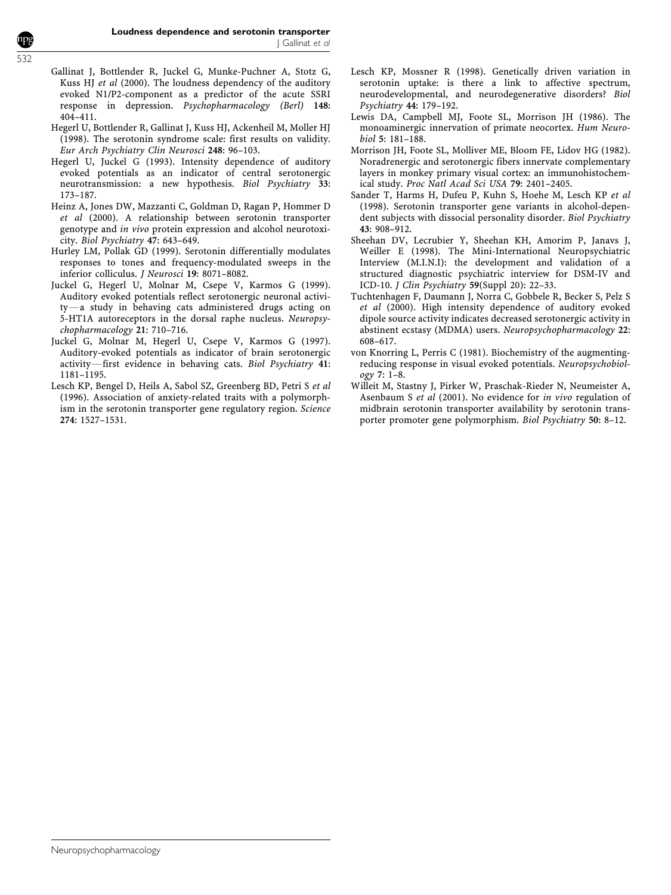Gallinat J, Bottlender R, Juckel G, Munke-Puchner A, Stotz G, Kuss HJ *et al* (2000). The loudness dependency of the auditory evoked N1/P2-component as a predictor of the acute SSRI response in depression. *Psychopharmacology (Berl)* **148**: 404–411.

Hegerl U, Bottlender R, Gallinat J, Kuss HJ, Ackenheil M, Moller HJ (1998). The serotonin syndrome scale: first results on validity. *Eur Arch Psychiatry Clin Neurosci* **248**: 96–103.

Hegerl U, Juckel G (1993). Intensity dependence of auditory evoked potentials as an indicator of central serotonergic neurotransmission: a new hypothesis. *Biol Psychiatry* **33**: 173–187.

Heinz A, Jones DW, Mazzanti C, Goldman D, Ragan P, Hommer D *et al* (2000). A relationship between serotonin transporter genotype and *in vivo* protein expression and alcohol neurotoxicity. *Biol Psychiatry* **47**: 643–649.

Hurley LM, Pollak GD (1999). Serotonin differentially modulates responses to tones and frequency-modulated sweeps in the inferior colliculus. *J Neurosci* **19**: 8071–8082.

Juckel G, Hegerl U, Molnar M, Csepe V, Karmos G (1999). Auditory evoked potentials reflect serotonergic neuronal activity—a study in behaving cats administered drugs acting on 5-HT1A autoreceptors in the dorsal raphe nucleus. *Neuropsychopharmacology* **21**: 710–716.

Juckel G, Molnar M, Hegerl U, Csepe V, Karmos G (1997). Auditory-evoked potentials as indicator of brain serotonergic activity—first evidence in behaving cats. *Biol Psychiatry* **41**: 1181–1195.

Lesch KP, Bengel D, Heils A, Sabol SZ, Greenberg BD, Petri S *et al* (1996). Association of anxiety-related traits with a polymorphism in the serotonin transporter gene regulatory region. *Science* **274**: 1527–1531.

Lesch KP, Mossner R (1998). Genetically driven variation in serotonin uptake: is there a link to affective spectrum, neurodevelopmental, and neurodegenerative disorders? *Biol Psychiatry* **44**: 179–192.

Lewis DA, Campbell MJ, Foote SL, Morrison JH (1986). The monoaminergic innervation of primate neocortex. *Hum Neurobiol* **5**: 181–188.

Morrison JH, Foote SL, Molliver ME, Bloom FE, Lidov HG (1982). Noradrenergic and serotonergic fibers innervate complementary layers in monkey primary visual cortex: an immunohistochemical study. *Proc Natl Acad Sci USA* **79**: 2401–2405.

Sander T, Harms H, Dufeu P, Kuhn S, Hoehe M, Lesch KP *et al* (1998). Serotonin transporter gene variants in alcohol-dependent subjects with dissocial personality disorder. *Biol Psychiatry* **43**: 908–912.

Sheehan DV, Lecrubier Y, Sheehan KH, Amorim P, Janavs J, Weiller E (1998). The Mini-International Neuropsychiatric Interview (M.I.N.I): the development and validation of a structured diagnostic psychiatric interview for DSM-IV and ICD-10. *J Clin Psychiatry* **59**(Suppl 20): 22–33.

Tuchtenhagen F, Daumann J, Norra C, Gobbele R, Becker S, Pelz S *et al* (2000). High intensity dependence of auditory evoked dipole source activity indicates decreased serotonergic activity in abstinent ecstasy (MDMA) users. *Neuropsychopharmacology* **22**: 608–617.

von Knorring L, Perris C (1981). Biochemistry of the augmenting-reducing response in visual evoked potentials. *Neuropsychobiology* **7**: 1–8.

Willeit M, Stastny J, Pirker W, Praschak-Rieder N, Neumeister A, Asenbaum S *et al* (2001). No evidence for *in vivo* regulation of midbrain serotonin transporter availability by serotonin transporter promoter gene polymorphism. *Biol Psychiatry* **50**: 8–12.